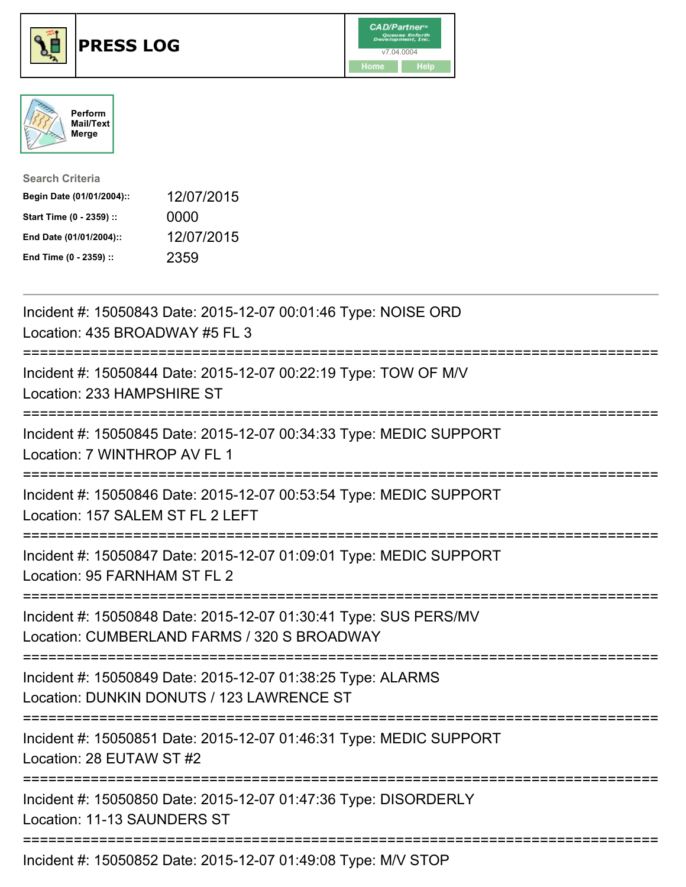# PRESS LOG

CAD/Partner
v7.04.0004
Home Help

Perform Mail/Text Merge

**Search Criteria**

| | |
|---|---|
| **Begin Date (01/01/2004)::** | 12/07/2015 |
| **Start Time (0 - 2359) ::** | 0000 |
| **End Date (01/01/2004)::** | 12/07/2015 |
| **End Time (0 - 2359) ::** | 2359 |

---

Incident #: 15050843 Date: 2015-12-07 00:01:46 Type: NOISE ORD
Location: 435 BROADWAY #5 FL 3

===========================================================================

Incident #: 15050844 Date: 2015-12-07 00:22:19 Type: TOW OF M/V
Location: 233 HAMPSHIRE ST

===========================================================================

Incident #: 15050845 Date: 2015-12-07 00:34:33 Type: MEDIC SUPPORT
Location: 7 WINTHROP AV FL 1

===========================================================================

Incident #: 15050846 Date: 2015-12-07 00:53:54 Type: MEDIC SUPPORT
Location: 157 SALEM ST FL 2 LEFT

===========================================================================

Incident #: 15050847 Date: 2015-12-07 01:09:01 Type: MEDIC SUPPORT
Location: 95 FARNHAM ST FL 2

===========================================================================

Incident #: 15050848 Date: 2015-12-07 01:30:41 Type: SUS PERS/MV
Location: CUMBERLAND FARMS / 320 S BROADWAY

===========================================================================

Incident #: 15050849 Date: 2015-12-07 01:38:25 Type: ALARMS
Location: DUNKIN DONUTS / 123 LAWRENCE ST

===========================================================================

Incident #: 15050851 Date: 2015-12-07 01:46:31 Type: MEDIC SUPPORT
Location: 28 EUTAW ST #2

===========================================================================

Incident #: 15050850 Date: 2015-12-07 01:47:36 Type: DISORDERLY
Location: 11-13 SAUNDERS ST

===========================================================================

Incident #: 15050852 Date: 2015-12-07 01:49:08 Type: M/V STOP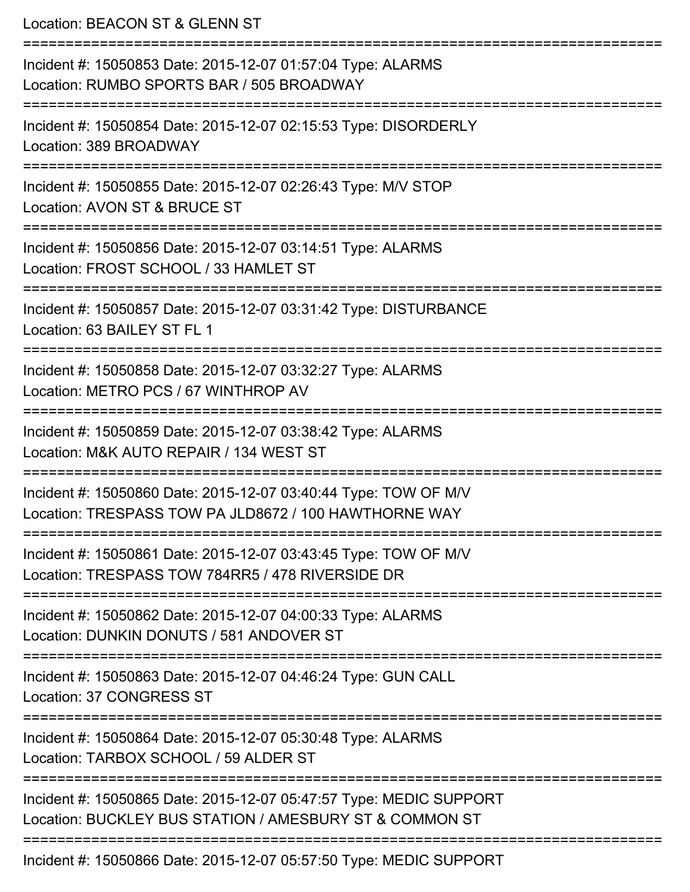Location: BEACON ST & GLENN ST

===========================================================================

Incident #: 15050853 Date: 2015-12-07 01:57:04 Type: ALARMS
Location: RUMBO SPORTS BAR / 505 BROADWAY

===========================================================================

Incident #: 15050854 Date: 2015-12-07 02:15:53 Type: DISORDERLY
Location: 389 BROADWAY

===========================================================================

Incident #: 15050855 Date: 2015-12-07 02:26:43 Type: M/V STOP
Location: AVON ST & BRUCE ST

===========================================================================

Incident #: 15050856 Date: 2015-12-07 03:14:51 Type: ALARMS
Location: FROST SCHOOL / 33 HAMLET ST

===========================================================================

Incident #: 15050857 Date: 2015-12-07 03:31:42 Type: DISTURBANCE
Location: 63 BAILEY ST FL 1

===========================================================================

Incident #: 15050858 Date: 2015-12-07 03:32:27 Type: ALARMS
Location: METRO PCS / 67 WINTHROP AV

===========================================================================

Incident #: 15050859 Date: 2015-12-07 03:38:42 Type: ALARMS
Location: M&K AUTO REPAIR / 134 WEST ST

===========================================================================

Incident #: 15050860 Date: 2015-12-07 03:40:44 Type: TOW OF M/V
Location: TRESPASS TOW PA JLD8672 / 100 HAWTHORNE WAY

===========================================================================

Incident #: 15050861 Date: 2015-12-07 03:43:45 Type: TOW OF M/V
Location: TRESPASS TOW 784RR5 / 478 RIVERSIDE DR

===========================================================================

Incident #: 15050862 Date: 2015-12-07 04:00:33 Type: ALARMS
Location: DUNKIN DONUTS / 581 ANDOVER ST

===========================================================================

Incident #: 15050863 Date: 2015-12-07 04:46:24 Type: GUN CALL
Location: 37 CONGRESS ST

===========================================================================

Incident #: 15050864 Date: 2015-12-07 05:30:48 Type: ALARMS
Location: TARBOX SCHOOL / 59 ALDER ST

===========================================================================

Incident #: 15050865 Date: 2015-12-07 05:47:57 Type: MEDIC SUPPORT
Location: BUCKLEY BUS STATION / AMESBURY ST & COMMON ST

===========================================================================

Incident #: 15050866 Date: 2015-12-07 05:57:50 Type: MEDIC SUPPORT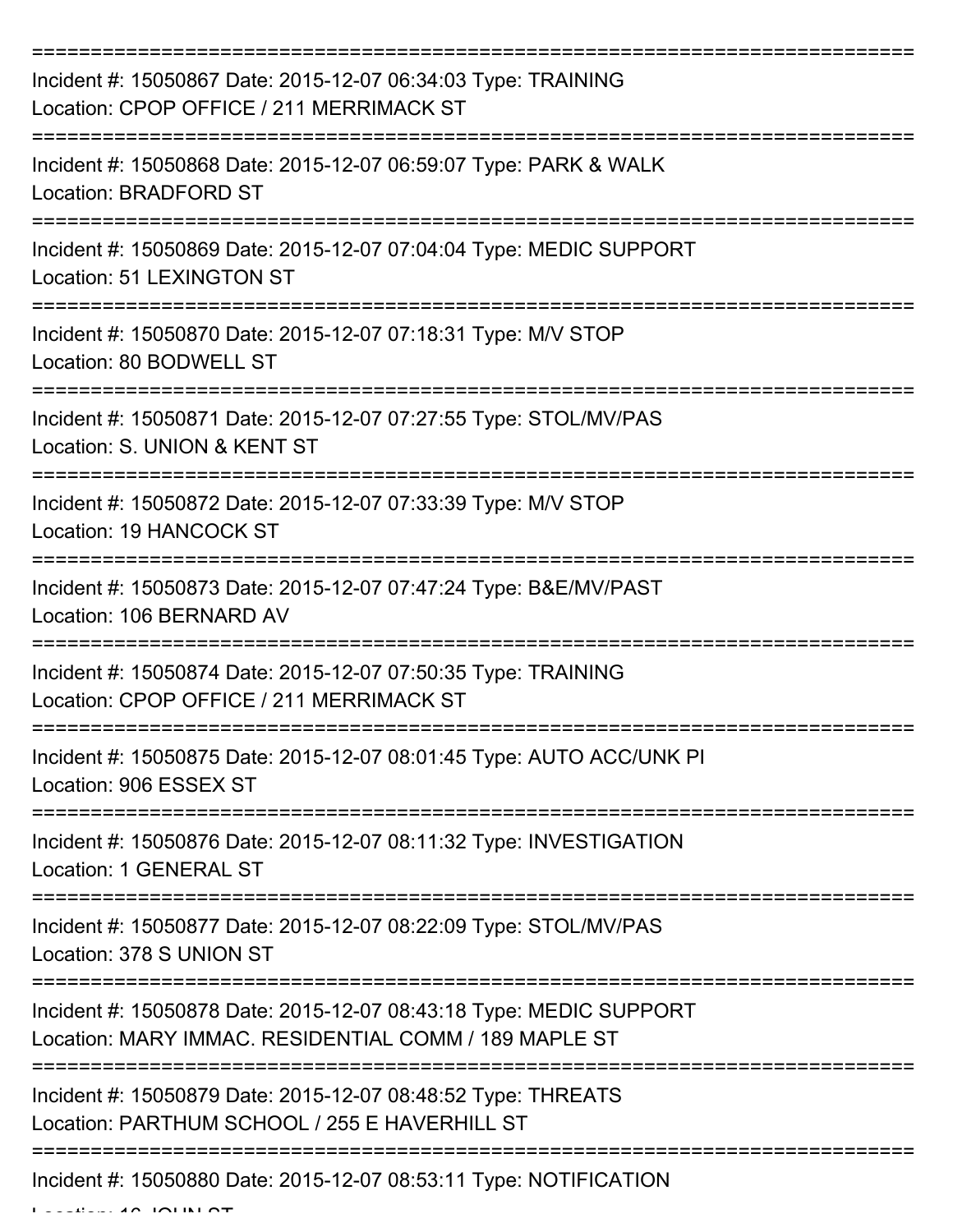===========================================================================

Incident #: 15050867 Date: 2015-12-07 06:34:03 Type: TRAINING
Location: CPOP OFFICE / 211 MERRIMACK ST

===========================================================================

Incident #: 15050868 Date: 2015-12-07 06:59:07 Type: PARK & WALK
Location: BRADFORD ST

===========================================================================

Incident #: 15050869 Date: 2015-12-07 07:04:04 Type: MEDIC SUPPORT
Location: 51 LEXINGTON ST

===========================================================================

Incident #: 15050870 Date: 2015-12-07 07:18:31 Type: M/V STOP
Location: 80 BODWELL ST

===========================================================================

Incident #: 15050871 Date: 2015-12-07 07:27:55 Type: STOL/MV/PAS
Location: S. UNION & KENT ST

===========================================================================

Incident #: 15050872 Date: 2015-12-07 07:33:39 Type: M/V STOP
Location: 19 HANCOCK ST

===========================================================================

Incident #: 15050873 Date: 2015-12-07 07:47:24 Type: B&E/MV/PAST
Location: 106 BERNARD AV

===========================================================================

Incident #: 15050874 Date: 2015-12-07 07:50:35 Type: TRAINING
Location: CPOP OFFICE / 211 MERRIMACK ST

===========================================================================

Incident #: 15050875 Date: 2015-12-07 08:01:45 Type: AUTO ACC/UNK PI
Location: 906 ESSEX ST

===========================================================================

Incident #: 15050876 Date: 2015-12-07 08:11:32 Type: INVESTIGATION
Location: 1 GENERAL ST

===========================================================================

Incident #: 15050877 Date: 2015-12-07 08:22:09 Type: STOL/MV/PAS
Location: 378 S UNION ST

===========================================================================

Incident #: 15050878 Date: 2015-12-07 08:43:18 Type: MEDIC SUPPORT
Location: MARY IMMAC. RESIDENTIAL COMM / 189 MAPLE ST

===========================================================================

Incident #: 15050879 Date: 2015-12-07 08:48:52 Type: THREATS
Location: PARTHUM SCHOOL / 255 E HAVERHILL ST

===========================================================================

Incident #: 15050880 Date: 2015-12-07 08:53:11 Type: NOTIFICATION
Location: 16 JOHN ST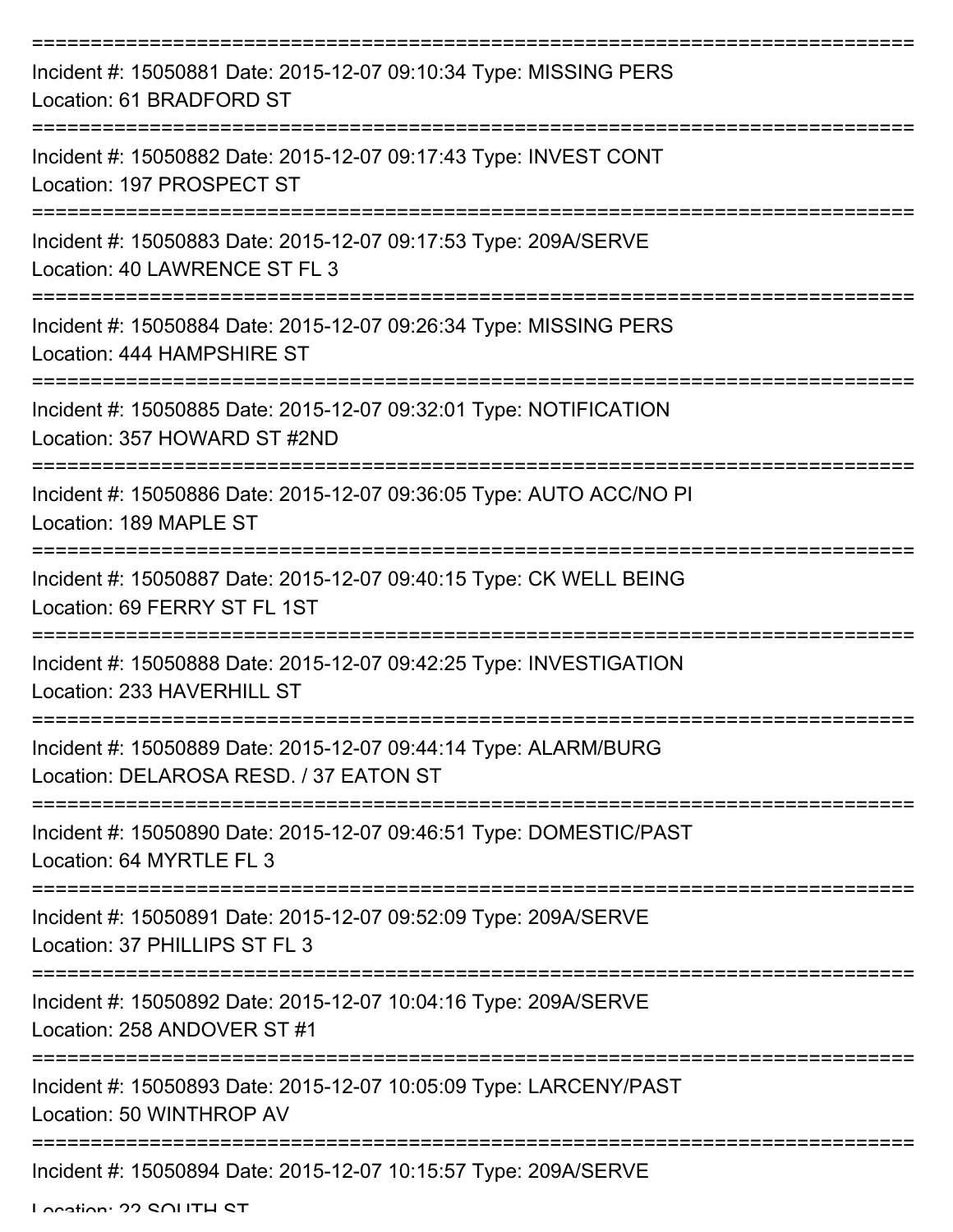===========================================================================

Incident #: 15050881 Date: 2015-12-07 09:10:34 Type: MISSING PERS
Location: 61 BRADFORD ST

===========================================================================

Incident #: 15050882 Date: 2015-12-07 09:17:43 Type: INVEST CONT
Location: 197 PROSPECT ST

===========================================================================

Incident #: 15050883 Date: 2015-12-07 09:17:53 Type: 209A/SERVE
Location: 40 LAWRENCE ST FL 3

===========================================================================

Incident #: 15050884 Date: 2015-12-07 09:26:34 Type: MISSING PERS
Location: 444 HAMPSHIRE ST

===========================================================================

Incident #: 15050885 Date: 2015-12-07 09:32:01 Type: NOTIFICATION
Location: 357 HOWARD ST #2ND

===========================================================================

Incident #: 15050886 Date: 2015-12-07 09:36:05 Type: AUTO ACC/NO PI
Location: 189 MAPLE ST

===========================================================================

Incident #: 15050887 Date: 2015-12-07 09:40:15 Type: CK WELL BEING
Location: 69 FERRY ST FL 1ST

===========================================================================

Incident #: 15050888 Date: 2015-12-07 09:42:25 Type: INVESTIGATION
Location: 233 HAVERHILL ST

===========================================================================

Incident #: 15050889 Date: 2015-12-07 09:44:14 Type: ALARM/BURG
Location: DELAROSA RESD. / 37 EATON ST

===========================================================================

Incident #: 15050890 Date: 2015-12-07 09:46:51 Type: DOMESTIC/PAST
Location: 64 MYRTLE FL 3

===========================================================================

Incident #: 15050891 Date: 2015-12-07 09:52:09 Type: 209A/SERVE
Location: 37 PHILLIPS ST FL 3

===========================================================================

Incident #: 15050892 Date: 2015-12-07 10:04:16 Type: 209A/SERVE
Location: 258 ANDOVER ST #1

===========================================================================

Incident #: 15050893 Date: 2015-12-07 10:05:09 Type: LARCENY/PAST
Location: 50 WINTHROP AV

===========================================================================

Incident #: 15050894 Date: 2015-12-07 10:15:57 Type: 209A/SERVE
Location: 22 SOUTH ST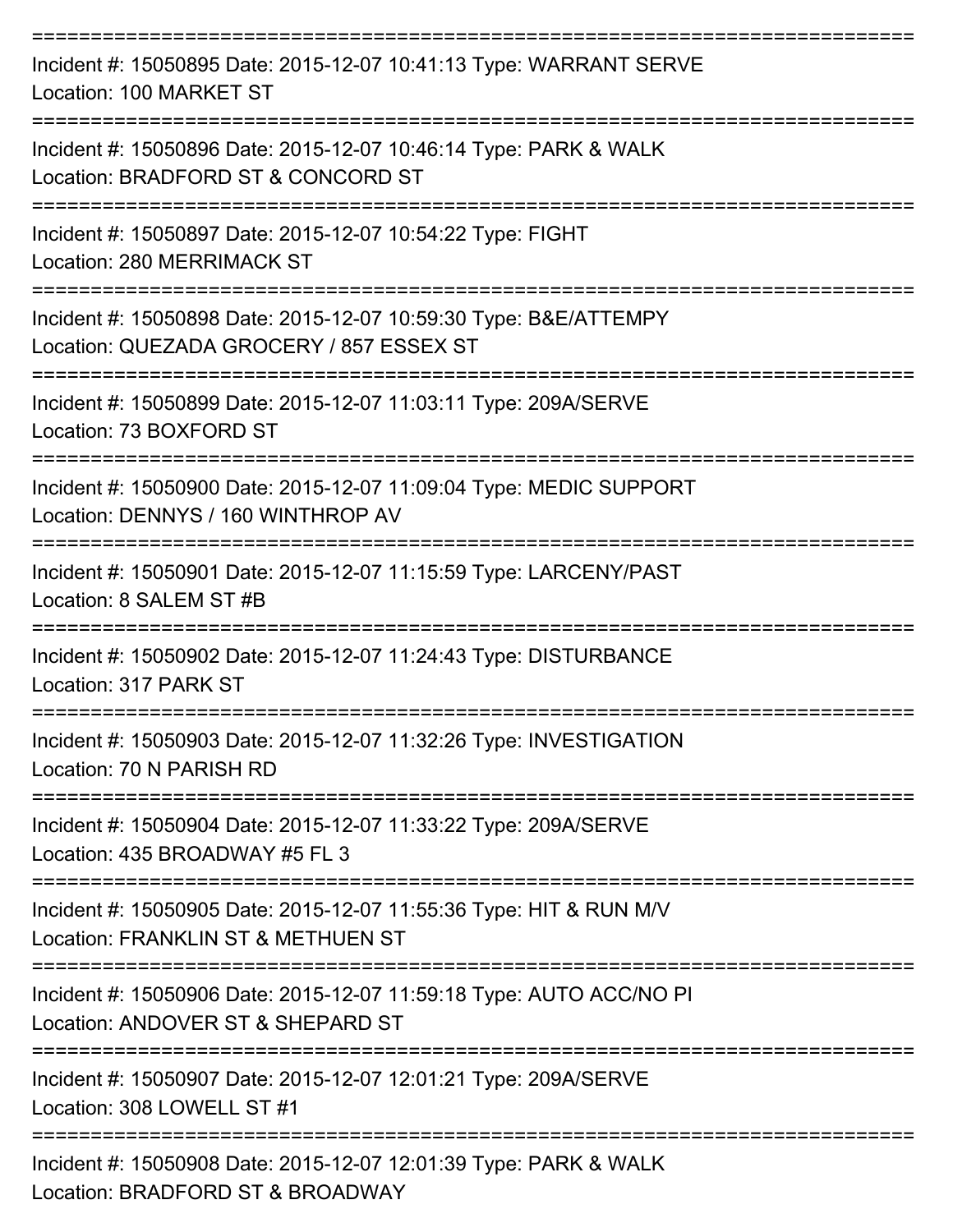===========================================================================

Incident #: 15050895 Date: 2015-12-07 10:41:13 Type: WARRANT SERVE
Location: 100 MARKET ST

===========================================================================

Incident #: 15050896 Date: 2015-12-07 10:46:14 Type: PARK & WALK
Location: BRADFORD ST & CONCORD ST

===========================================================================

Incident #: 15050897 Date: 2015-12-07 10:54:22 Type: FIGHT
Location: 280 MERRIMACK ST

===========================================================================

Incident #: 15050898 Date: 2015-12-07 10:59:30 Type: B&E/ATTEMPY
Location: QUEZADA GROCERY / 857 ESSEX ST

===========================================================================

Incident #: 15050899 Date: 2015-12-07 11:03:11 Type: 209A/SERVE
Location: 73 BOXFORD ST

===========================================================================

Incident #: 15050900 Date: 2015-12-07 11:09:04 Type: MEDIC SUPPORT
Location: DENNYS / 160 WINTHROP AV

===========================================================================

Incident #: 15050901 Date: 2015-12-07 11:15:59 Type: LARCENY/PAST
Location: 8 SALEM ST #B

===========================================================================

Incident #: 15050902 Date: 2015-12-07 11:24:43 Type: DISTURBANCE
Location: 317 PARK ST

===========================================================================

Incident #: 15050903 Date: 2015-12-07 11:32:26 Type: INVESTIGATION
Location: 70 N PARISH RD

===========================================================================

Incident #: 15050904 Date: 2015-12-07 11:33:22 Type: 209A/SERVE
Location: 435 BROADWAY #5 FL 3

===========================================================================

Incident #: 15050905 Date: 2015-12-07 11:55:36 Type: HIT & RUN M/V
Location: FRANKLIN ST & METHUEN ST

===========================================================================

Incident #: 15050906 Date: 2015-12-07 11:59:18 Type: AUTO ACC/NO PI
Location: ANDOVER ST & SHEPARD ST

===========================================================================

Incident #: 15050907 Date: 2015-12-07 12:01:21 Type: 209A/SERVE
Location: 308 LOWELL ST #1

===========================================================================

Incident #: 15050908 Date: 2015-12-07 12:01:39 Type: PARK & WALK
Location: BRADFORD ST & BROADWAY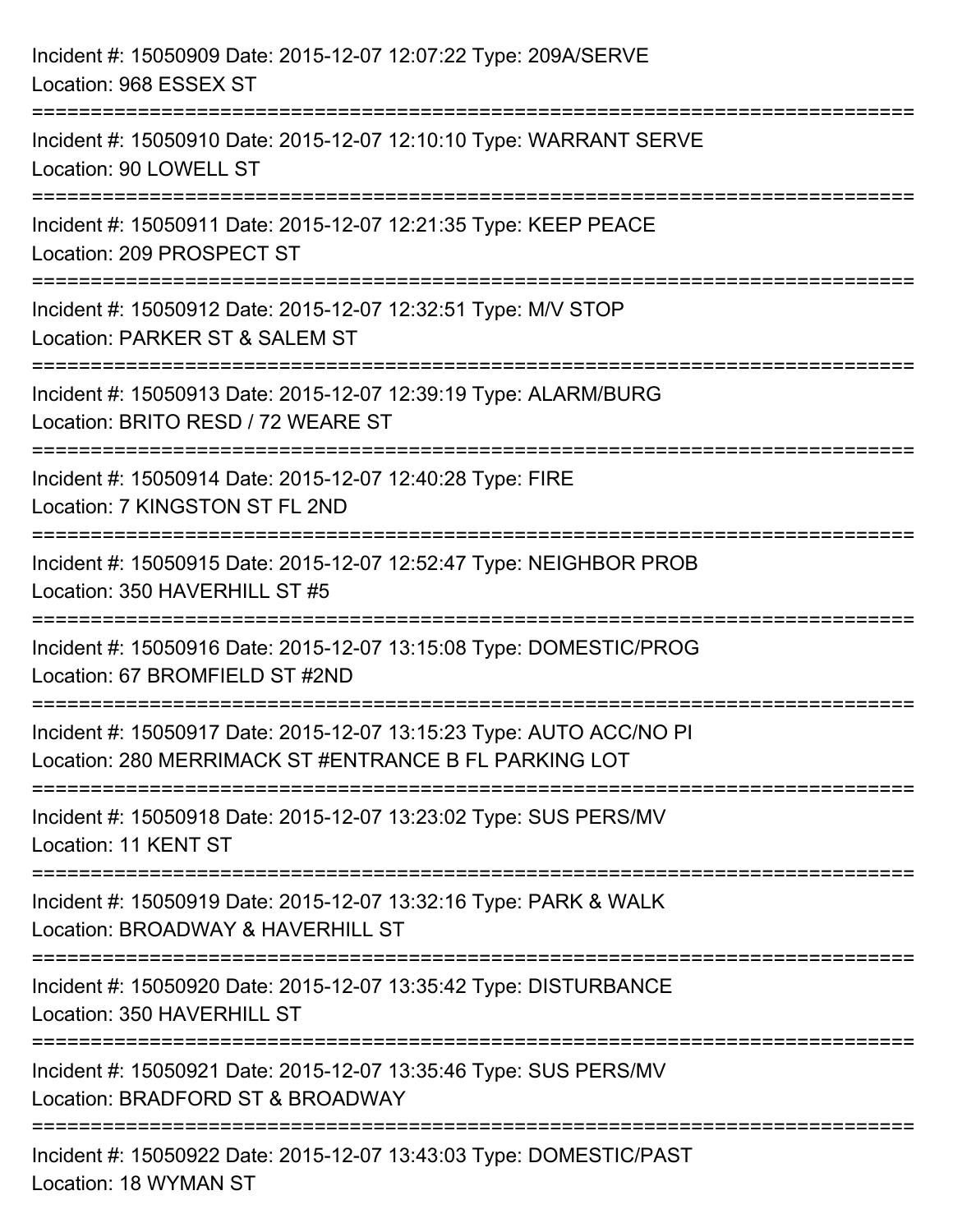Incident #: 15050909 Date: 2015-12-07 12:07:22 Type: 209A/SERVE
Location: 968 ESSEX ST

===========================================================================

Incident #: 15050910 Date: 2015-12-07 12:10:10 Type: WARRANT SERVE
Location: 90 LOWELL ST

===========================================================================

Incident #: 15050911 Date: 2015-12-07 12:21:35 Type: KEEP PEACE
Location: 209 PROSPECT ST

===========================================================================

Incident #: 15050912 Date: 2015-12-07 12:32:51 Type: M/V STOP
Location: PARKER ST & SALEM ST

===========================================================================

Incident #: 15050913 Date: 2015-12-07 12:39:19 Type: ALARM/BURG
Location: BRITO RESD / 72 WEARE ST

===========================================================================

Incident #: 15050914 Date: 2015-12-07 12:40:28 Type: FIRE
Location: 7 KINGSTON ST FL 2ND

===========================================================================

Incident #: 15050915 Date: 2015-12-07 12:52:47 Type: NEIGHBOR PROB
Location: 350 HAVERHILL ST #5

===========================================================================

Incident #: 15050916 Date: 2015-12-07 13:15:08 Type: DOMESTIC/PROG
Location: 67 BROMFIELD ST #2ND

===========================================================================

Incident #: 15050917 Date: 2015-12-07 13:15:23 Type: AUTO ACC/NO PI
Location: 280 MERRIMACK ST #ENTRANCE B FL PARKING LOT

===========================================================================

Incident #: 15050918 Date: 2015-12-07 13:23:02 Type: SUS PERS/MV
Location: 11 KENT ST

===========================================================================

Incident #: 15050919 Date: 2015-12-07 13:32:16 Type: PARK & WALK
Location: BROADWAY & HAVERHILL ST

===========================================================================

Incident #: 15050920 Date: 2015-12-07 13:35:42 Type: DISTURBANCE
Location: 350 HAVERHILL ST

===========================================================================

Incident #: 15050921 Date: 2015-12-07 13:35:46 Type: SUS PERS/MV
Location: BRADFORD ST & BROADWAY

===========================================================================

Incident #: 15050922 Date: 2015-12-07 13:43:03 Type: DOMESTIC/PAST
Location: 18 WYMAN ST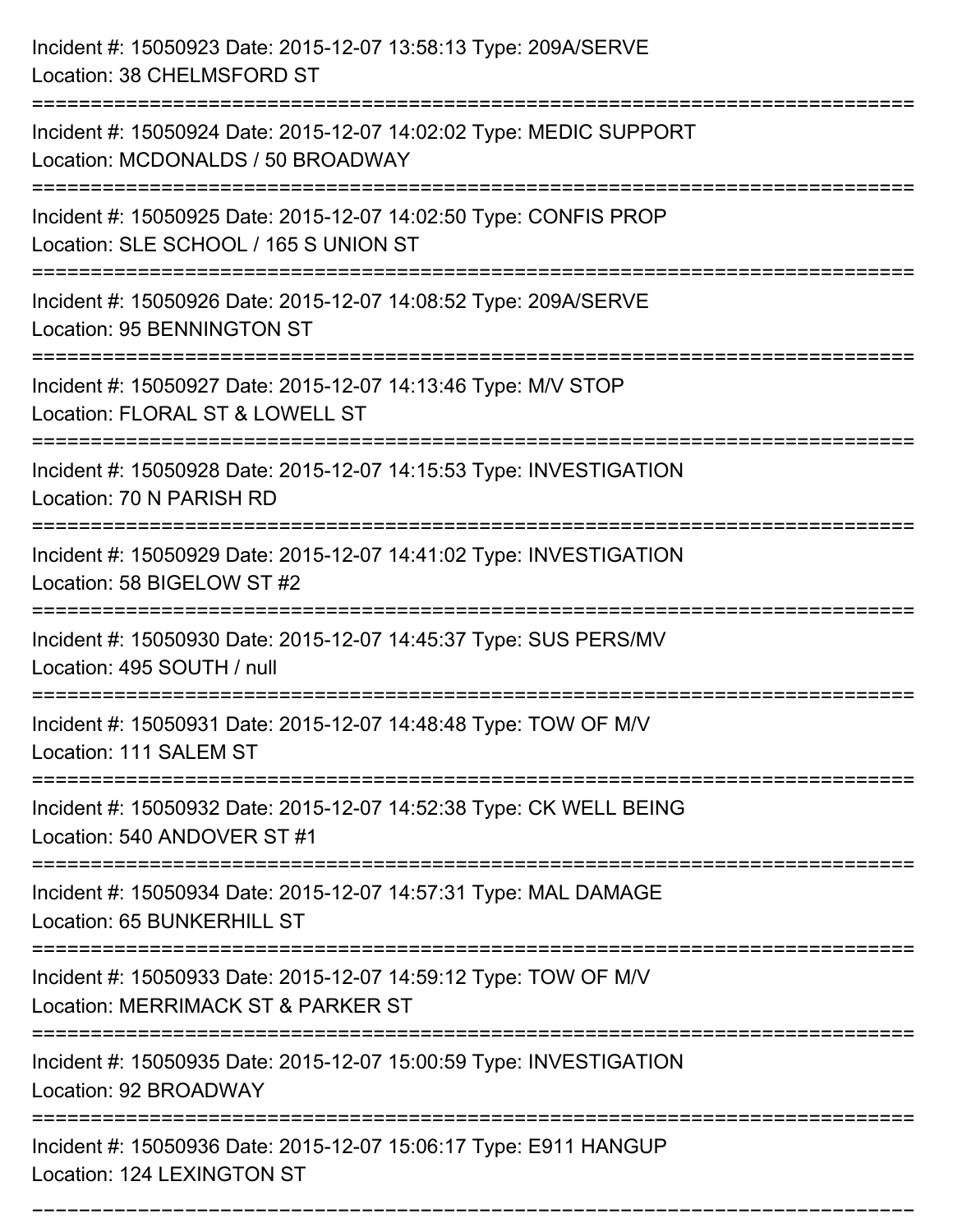Incident #: 15050923 Date: 2015-12-07 13:58:13 Type: 209A/SERVE
Location: 38 CHELMSFORD ST

===========================================================================

Incident #: 15050924 Date: 2015-12-07 14:02:02 Type: MEDIC SUPPORT
Location: MCDONALDS / 50 BROADWAY

===========================================================================

Incident #: 15050925 Date: 2015-12-07 14:02:50 Type: CONFIS PROP
Location: SLE SCHOOL / 165 S UNION ST

===========================================================================

Incident #: 15050926 Date: 2015-12-07 14:08:52 Type: 209A/SERVE
Location: 95 BENNINGTON ST

===========================================================================

Incident #: 15050927 Date: 2015-12-07 14:13:46 Type: M/V STOP
Location: FLORAL ST & LOWELL ST

===========================================================================

Incident #: 15050928 Date: 2015-12-07 14:15:53 Type: INVESTIGATION
Location: 70 N PARISH RD

===========================================================================

Incident #: 15050929 Date: 2015-12-07 14:41:02 Type: INVESTIGATION
Location: 58 BIGELOW ST #2

===========================================================================

Incident #: 15050930 Date: 2015-12-07 14:45:37 Type: SUS PERS/MV
Location: 495 SOUTH / null

===========================================================================

Incident #: 15050931 Date: 2015-12-07 14:48:48 Type: TOW OF M/V
Location: 111 SALEM ST

===========================================================================

Incident #: 15050932 Date: 2015-12-07 14:52:38 Type: CK WELL BEING
Location: 540 ANDOVER ST #1

===========================================================================

Incident #: 15050934 Date: 2015-12-07 14:57:31 Type: MAL DAMAGE
Location: 65 BUNKERHILL ST

===========================================================================

Incident #: 15050933 Date: 2015-12-07 14:59:12 Type: TOW OF M/V
Location: MERRIMACK ST & PARKER ST

===========================================================================

Incident #: 15050935 Date: 2015-12-07 15:00:59 Type: INVESTIGATION
Location: 92 BROADWAY

===========================================================================

Incident #: 15050936 Date: 2015-12-07 15:06:17 Type: E911 HANGUP
Location: 124 LEXINGTON ST

===========================================================================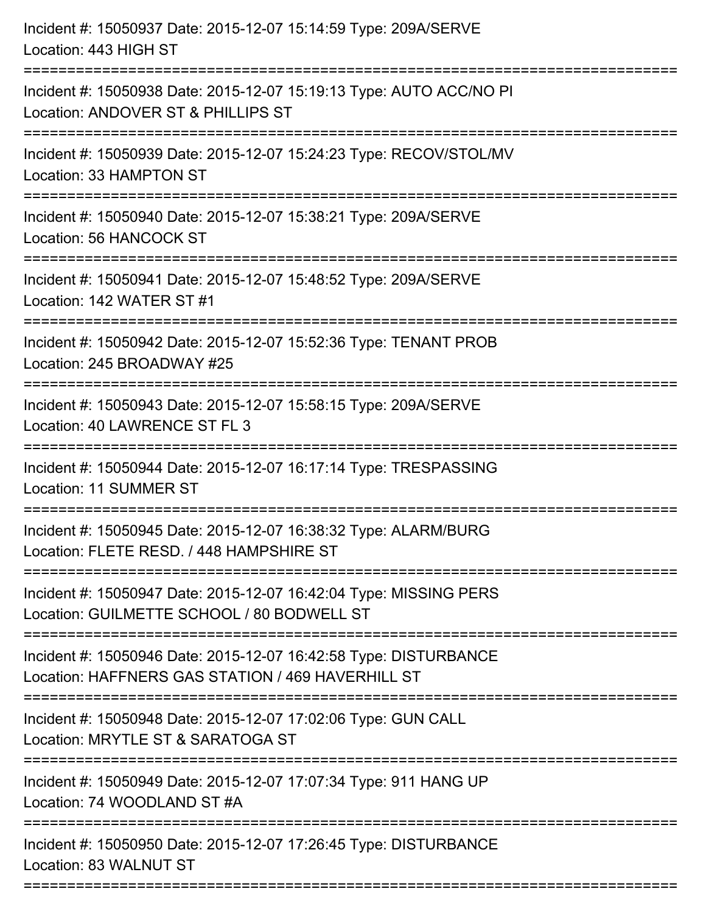Incident #: 15050937 Date: 2015-12-07 15:14:59 Type: 209A/SERVE
Location: 443 HIGH ST

===========================================================================

Incident #: 15050938 Date: 2015-12-07 15:19:13 Type: AUTO ACC/NO PI
Location: ANDOVER ST & PHILLIPS ST

===========================================================================

Incident #: 15050939 Date: 2015-12-07 15:24:23 Type: RECOV/STOL/MV
Location: 33 HAMPTON ST

===========================================================================

Incident #: 15050940 Date: 2015-12-07 15:38:21 Type: 209A/SERVE
Location: 56 HANCOCK ST

===========================================================================

Incident #: 15050941 Date: 2015-12-07 15:48:52 Type: 209A/SERVE
Location: 142 WATER ST #1

===========================================================================

Incident #: 15050942 Date: 2015-12-07 15:52:36 Type: TENANT PROB
Location: 245 BROADWAY #25

===========================================================================

Incident #: 15050943 Date: 2015-12-07 15:58:15 Type: 209A/SERVE
Location: 40 LAWRENCE ST FL 3

===========================================================================

Incident #: 15050944 Date: 2015-12-07 16:17:14 Type: TRESPASSING
Location: 11 SUMMER ST

===========================================================================

Incident #: 15050945 Date: 2015-12-07 16:38:32 Type: ALARM/BURG
Location: FLETE RESD. / 448 HAMPSHIRE ST

===========================================================================

Incident #: 15050947 Date: 2015-12-07 16:42:04 Type: MISSING PERS
Location: GUILMETTE SCHOOL / 80 BODWELL ST

===========================================================================

Incident #: 15050946 Date: 2015-12-07 16:42:58 Type: DISTURBANCE
Location: HAFFNERS GAS STATION / 469 HAVERHILL ST

===========================================================================

Incident #: 15050948 Date: 2015-12-07 17:02:06 Type: GUN CALL
Location: MRYTLE ST & SARATOGA ST

===========================================================================

Incident #: 15050949 Date: 2015-12-07 17:07:34 Type: 911 HANG UP
Location: 74 WOODLAND ST #A

===========================================================================

Incident #: 15050950 Date: 2015-12-07 17:26:45 Type: DISTURBANCE
Location: 83 WALNUT ST

===========================================================================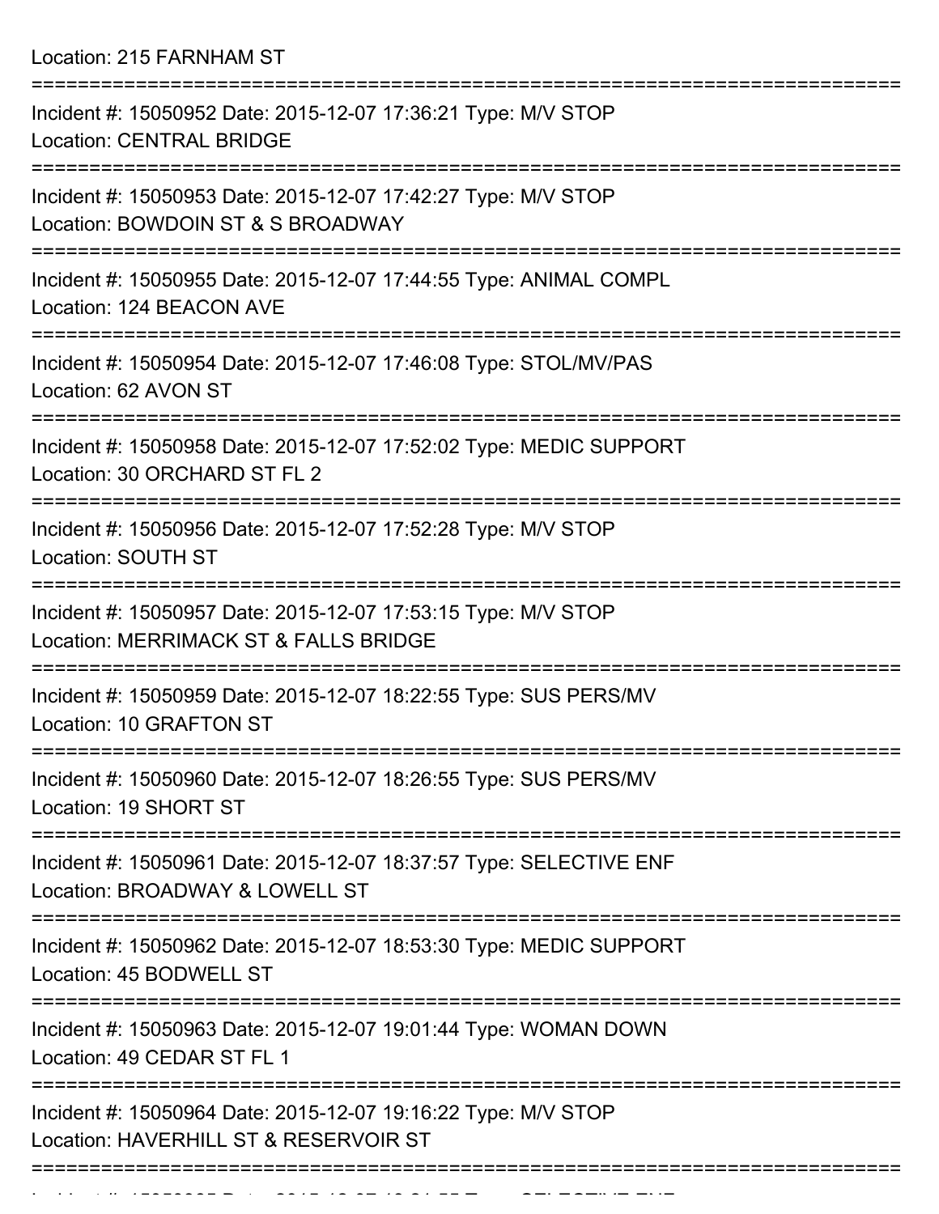Location: 215 FARNHAM ST

===========================================================================

Incident #: 15050952 Date: 2015-12-07 17:36:21 Type: M/V STOP
Location: CENTRAL BRIDGE

===========================================================================

Incident #: 15050953 Date: 2015-12-07 17:42:27 Type: M/V STOP
Location: BOWDOIN ST & S BROADWAY

===========================================================================

Incident #: 15050955 Date: 2015-12-07 17:44:55 Type: ANIMAL COMPL
Location: 124 BEACON AVE

===========================================================================

Incident #: 15050954 Date: 2015-12-07 17:46:08 Type: STOL/MV/PAS
Location: 62 AVON ST

===========================================================================

Incident #: 15050958 Date: 2015-12-07 17:52:02 Type: MEDIC SUPPORT
Location: 30 ORCHARD ST FL 2

===========================================================================

Incident #: 15050956 Date: 2015-12-07 17:52:28 Type: M/V STOP
Location: SOUTH ST

===========================================================================

Incident #: 15050957 Date: 2015-12-07 17:53:15 Type: M/V STOP
Location: MERRIMACK ST & FALLS BRIDGE

===========================================================================

Incident #: 15050959 Date: 2015-12-07 18:22:55 Type: SUS PERS/MV
Location: 10 GRAFTON ST

===========================================================================

Incident #: 15050960 Date: 2015-12-07 18:26:55 Type: SUS PERS/MV
Location: 19 SHORT ST

===========================================================================

Incident #: 15050961 Date: 2015-12-07 18:37:57 Type: SELECTIVE ENF
Location: BROADWAY & LOWELL ST

===========================================================================

Incident #: 15050962 Date: 2015-12-07 18:53:30 Type: MEDIC SUPPORT
Location: 45 BODWELL ST

===========================================================================

Incident #: 15050963 Date: 2015-12-07 19:01:44 Type: WOMAN DOWN
Location: 49 CEDAR ST FL 1

===========================================================================

Incident #: 15050964 Date: 2015-12-07 19:16:22 Type: M/V STOP
Location: HAVERHILL ST & RESERVOIR ST

===========================================================================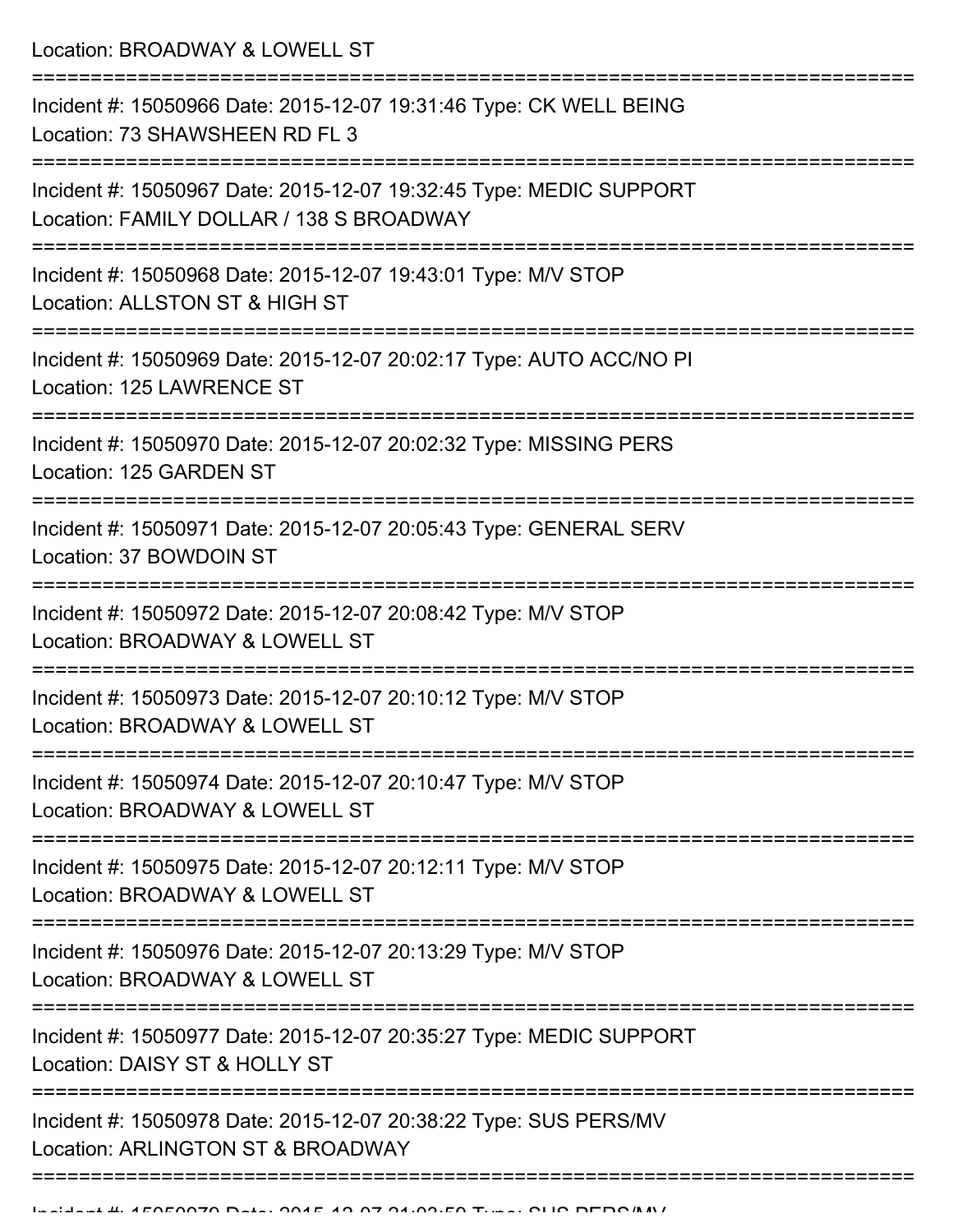Location: BROADWAY & LOWELL ST

===========================================================================

Incident #: 15050966 Date: 2015-12-07 19:31:46 Type: CK WELL BEING
Location: 73 SHAWSHEEN RD FL 3

===========================================================================

Incident #: 15050967 Date: 2015-12-07 19:32:45 Type: MEDIC SUPPORT
Location: FAMILY DOLLAR / 138 S BROADWAY

===========================================================================

Incident #: 15050968 Date: 2015-12-07 19:43:01 Type: M/V STOP
Location: ALLSTON ST & HIGH ST

===========================================================================

Incident #: 15050969 Date: 2015-12-07 20:02:17 Type: AUTO ACC/NO PI
Location: 125 LAWRENCE ST

===========================================================================

Incident #: 15050970 Date: 2015-12-07 20:02:32 Type: MISSING PERS
Location: 125 GARDEN ST

===========================================================================

Incident #: 15050971 Date: 2015-12-07 20:05:43 Type: GENERAL SERV
Location: 37 BOWDOIN ST

===========================================================================

Incident #: 15050972 Date: 2015-12-07 20:08:42 Type: M/V STOP
Location: BROADWAY & LOWELL ST

===========================================================================

Incident #: 15050973 Date: 2015-12-07 20:10:12 Type: M/V STOP
Location: BROADWAY & LOWELL ST

===========================================================================

Incident #: 15050974 Date: 2015-12-07 20:10:47 Type: M/V STOP
Location: BROADWAY & LOWELL ST

===========================================================================

Incident #: 15050975 Date: 2015-12-07 20:12:11 Type: M/V STOP
Location: BROADWAY & LOWELL ST

===========================================================================

Incident #: 15050976 Date: 2015-12-07 20:13:29 Type: M/V STOP
Location: BROADWAY & LOWELL ST

===========================================================================

Incident #: 15050977 Date: 2015-12-07 20:35:27 Type: MEDIC SUPPORT
Location: DAISY ST & HOLLY ST

===========================================================================

Incident #: 15050978 Date: 2015-12-07 20:38:22 Type: SUS PERS/MV
Location: ARLINGTON ST & BROADWAY

===========================================================================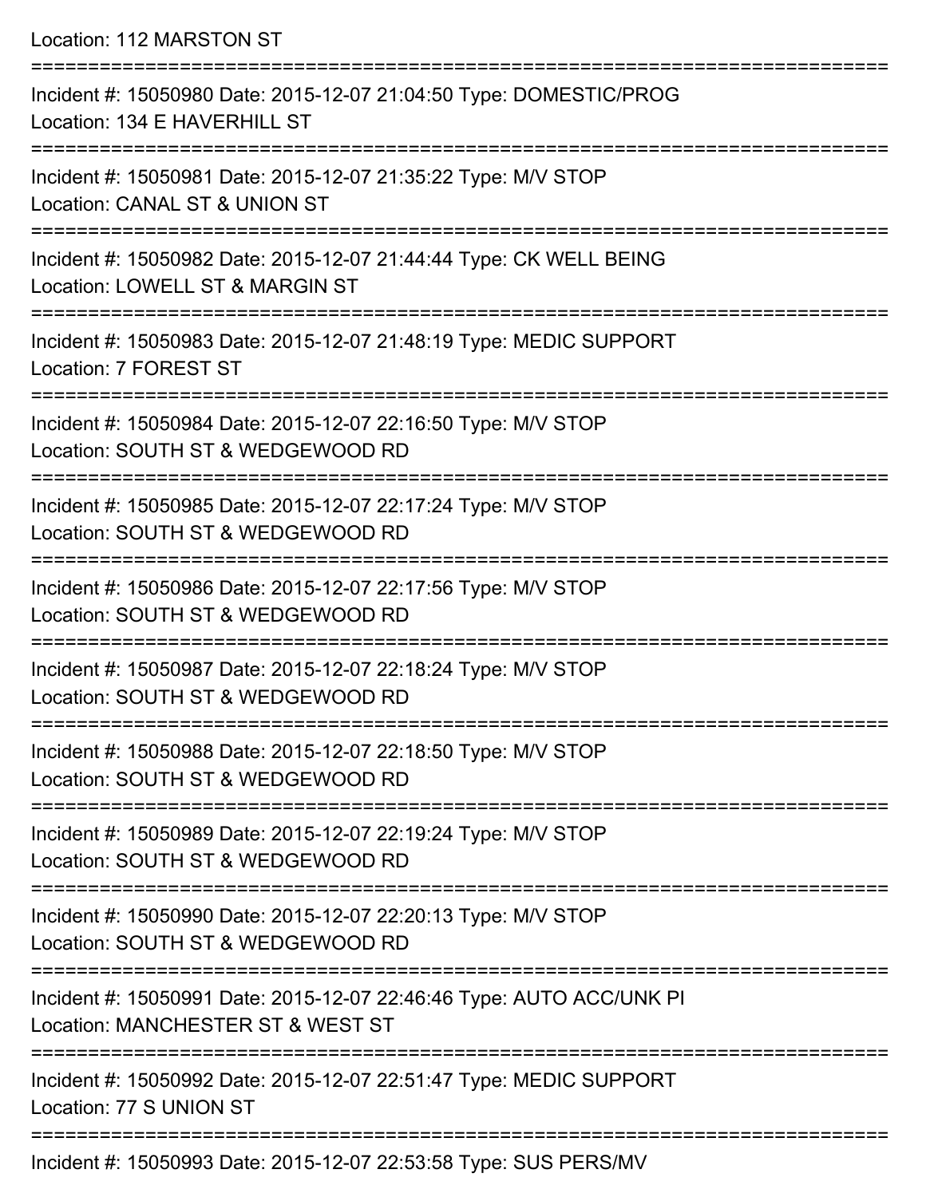Location: 112 MARSTON ST

===========================================================================

Incident #: 15050980 Date: 2015-12-07 21:04:50 Type: DOMESTIC/PROG
Location: 134 E HAVERHILL ST

===========================================================================

Incident #: 15050981 Date: 2015-12-07 21:35:22 Type: M/V STOP
Location: CANAL ST & UNION ST

===========================================================================

Incident #: 15050982 Date: 2015-12-07 21:44:44 Type: CK WELL BEING
Location: LOWELL ST & MARGIN ST

===========================================================================

Incident #: 15050983 Date: 2015-12-07 21:48:19 Type: MEDIC SUPPORT
Location: 7 FOREST ST

===========================================================================

Incident #: 15050984 Date: 2015-12-07 22:16:50 Type: M/V STOP
Location: SOUTH ST & WEDGEWOOD RD

===========================================================================

Incident #: 15050985 Date: 2015-12-07 22:17:24 Type: M/V STOP
Location: SOUTH ST & WEDGEWOOD RD

===========================================================================

Incident #: 15050986 Date: 2015-12-07 22:17:56 Type: M/V STOP
Location: SOUTH ST & WEDGEWOOD RD

===========================================================================

Incident #: 15050987 Date: 2015-12-07 22:18:24 Type: M/V STOP
Location: SOUTH ST & WEDGEWOOD RD

===========================================================================

Incident #: 15050988 Date: 2015-12-07 22:18:50 Type: M/V STOP
Location: SOUTH ST & WEDGEWOOD RD

===========================================================================

Incident #: 15050989 Date: 2015-12-07 22:19:24 Type: M/V STOP
Location: SOUTH ST & WEDGEWOOD RD

===========================================================================

Incident #: 15050990 Date: 2015-12-07 22:20:13 Type: M/V STOP
Location: SOUTH ST & WEDGEWOOD RD

===========================================================================

Incident #: 15050991 Date: 2015-12-07 22:46:46 Type: AUTO ACC/UNK PI
Location: MANCHESTER ST & WEST ST

===========================================================================

Incident #: 15050992 Date: 2015-12-07 22:51:47 Type: MEDIC SUPPORT
Location: 77 S UNION ST

===========================================================================

Incident #: 15050993 Date: 2015-12-07 22:53:58 Type: SUS PERS/MV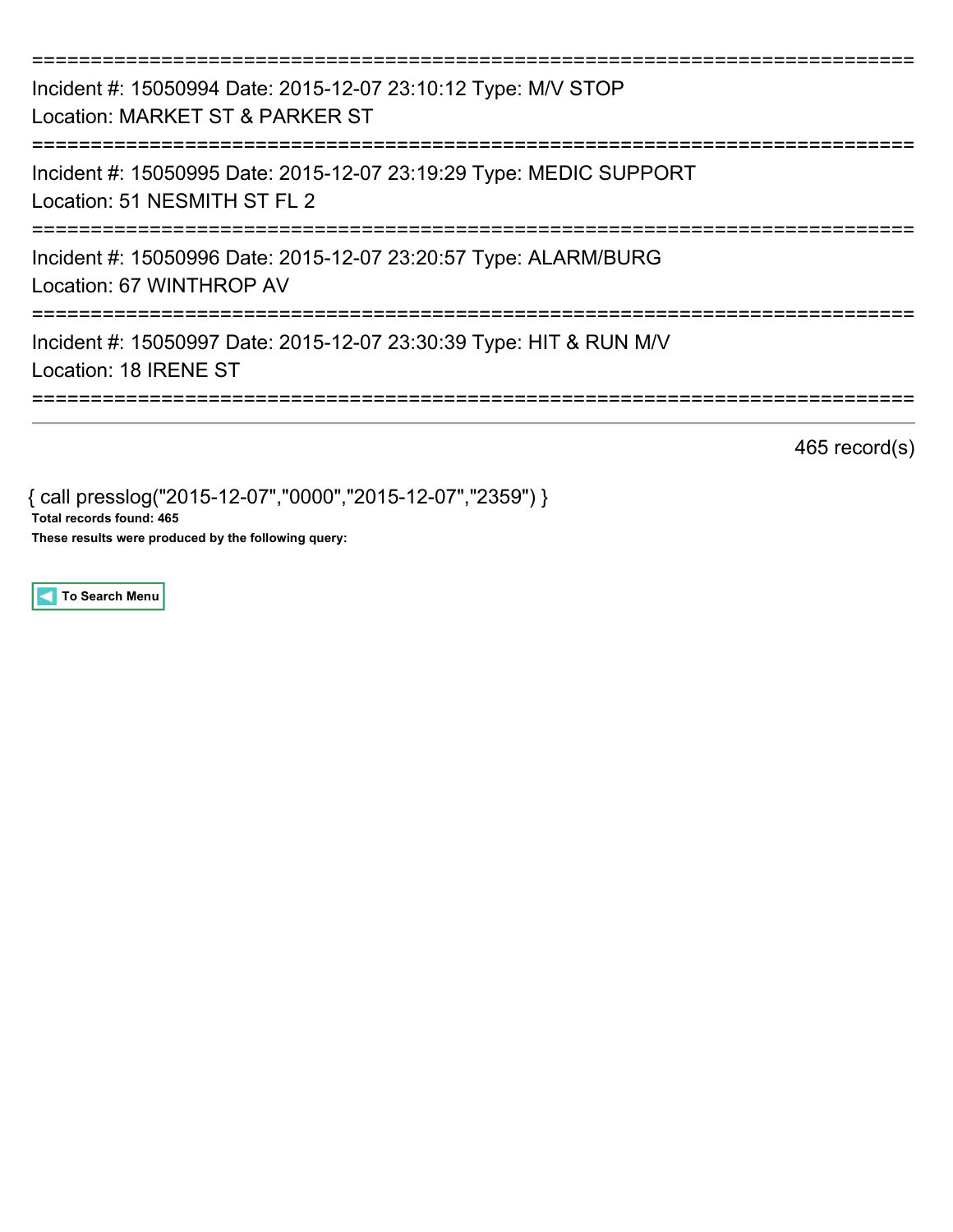===========================================================================

Incident #: 15050994 Date: 2015-12-07 23:10:12 Type: M/V STOP

Location: MARKET ST & PARKER ST

===========================================================================

Incident #: 15050995 Date: 2015-12-07 23:19:29 Type: MEDIC SUPPORT

Location: 51 NESMITH ST FL 2

===========================================================================

Incident #: 15050996 Date: 2015-12-07 23:20:57 Type: ALARM/BURG

Location: 67 WINTHROP AV

===========================================================================

Incident #: 15050997 Date: 2015-12-07 23:30:39 Type: HIT & RUN M/V

Location: 18 IRENE ST

===========================================================================

465 record(s)

{ call presslog("2015-12-07","0000","2015-12-07","2359") }

**Total records found: 465**

**These results were produced by the following query:**

**To Search Menu**